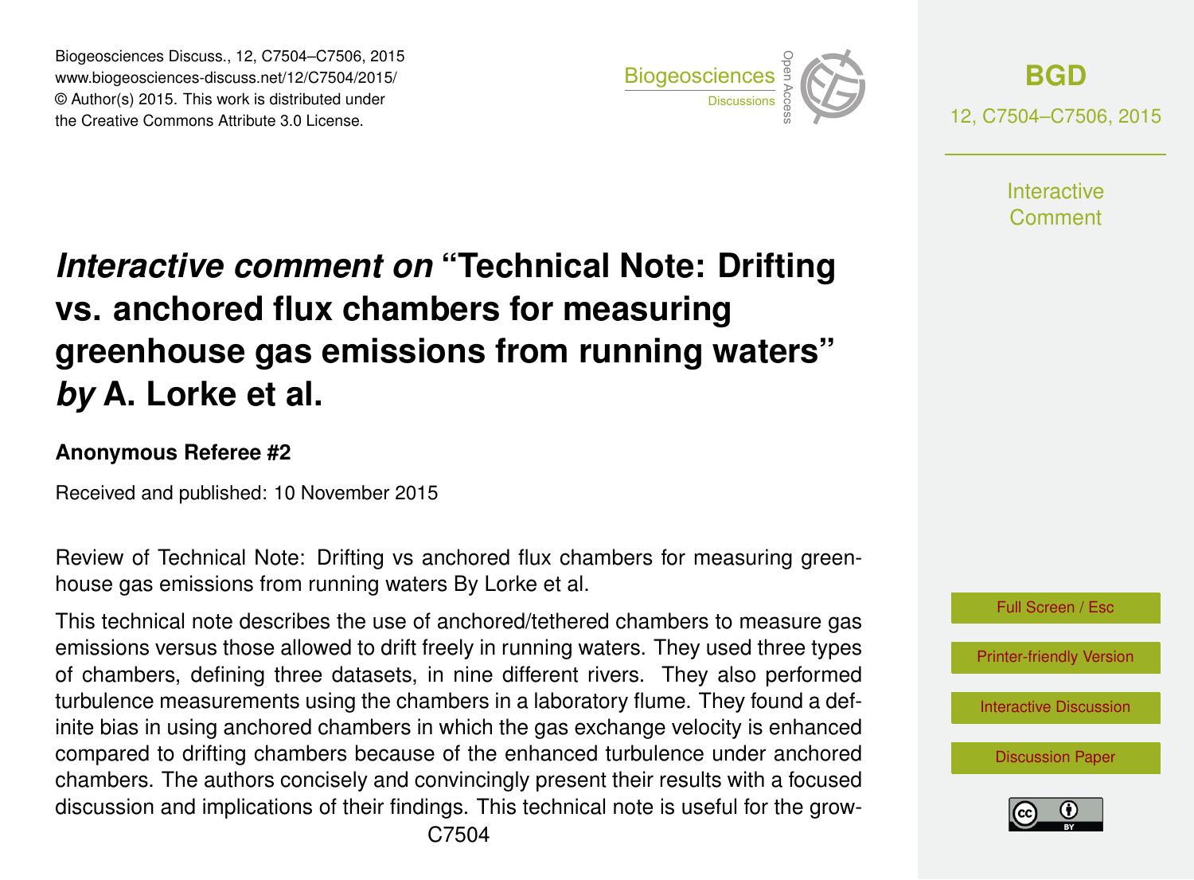# *Interactive comment on* "Technical Note: Drifting vs. anchored flux chambers for measuring greenhouse gas emissions from running waters" *by* A. Lorke et al.

**Anonymous Referee #2**

Received and published: 10 November 2015

Review of Technical Note: Drifting vs anchored flux chambers for measuring greenhouse gas emissions from running waters By Lorke et al.

This technical note describes the use of anchored/tethered chambers to measure gas emissions versus those allowed to drift freely in running waters. They used three types of chambers, defining three datasets, in nine different rivers. They also performed turbulence measurements using the chambers in a laboratory flume. They found a definite bias in using anchored chambers in which the gas exchange velocity is enhanced compared to drifting chambers because of the enhanced turbulence under anchored chambers. The authors concisely and convincingly present their results with a focused discussion and implications of their findings. This technical note is useful for the grow-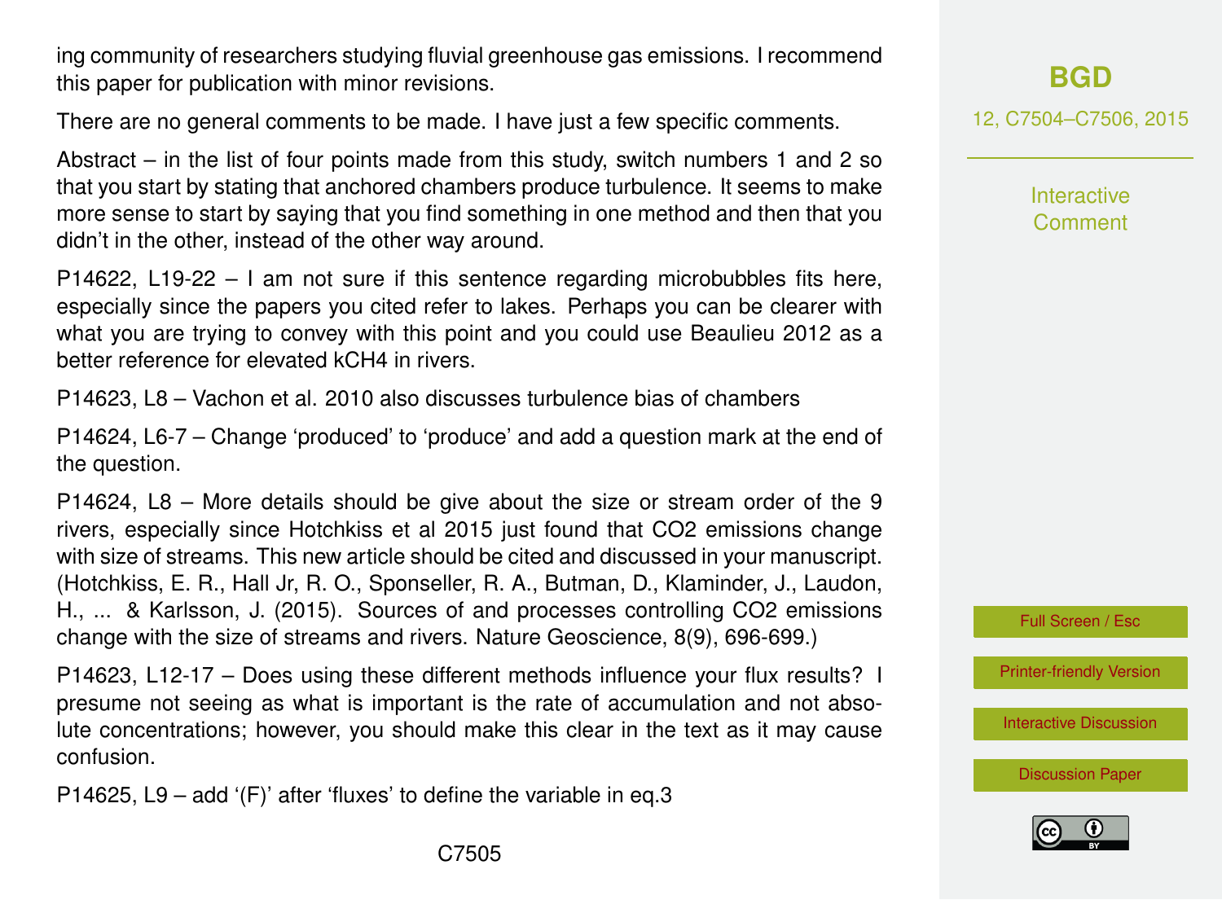ing community of researchers studying fluvial greenhouse gas emissions. I recommend this paper for publication with minor revisions.

There are no general comments to be made. I have just a few specific comments.

Abstract – in the list of four points made from this study, switch numbers 1 and 2 so that you start by stating that anchored chambers produce turbulence. It seems to make more sense to start by saying that you find something in one method and then that you didn't in the other, instead of the other way around.

P14622, L19-22 – I am not sure if this sentence regarding microbubbles fits here, especially since the papers you cited refer to lakes. Perhaps you can be clearer with what you are trying to convey with this point and you could use Beaulieu 2012 as a better reference for elevated $kCH_4$ in rivers.

P14623, L8 – Vachon et al. 2010 also discusses turbulence bias of chambers

P14624, L6-7 – Change 'produced' to 'produce' and add a question mark at the end of the question.

P14624, L8 – More details should be give about the size or stream order of the 9 rivers, especially since Hotchkiss et al 2015 just found that $CO_2$ emissions change with size of streams. This new article should be cited and discussed in your manuscript. (Hotchkiss, E. R., Hall Jr, R. O., Sponseller, R. A., Butman, D., Klaminder, J., Laudon, H., ... & Karlsson, J. (2015). Sources of and processes controlling $CO_2$ emissions change with the size of streams and rivers. Nature Geoscience, 8(9), 696-699.)

P14623, L12-17 – Does using these different methods influence your flux results? I presume not seeing as what is important is the rate of accumulation and not absolute concentrations; however, you should make this clear in the text as it may cause confusion.

P14625, L9 – add '(F)' after 'fluxes' to define the variable in eq.3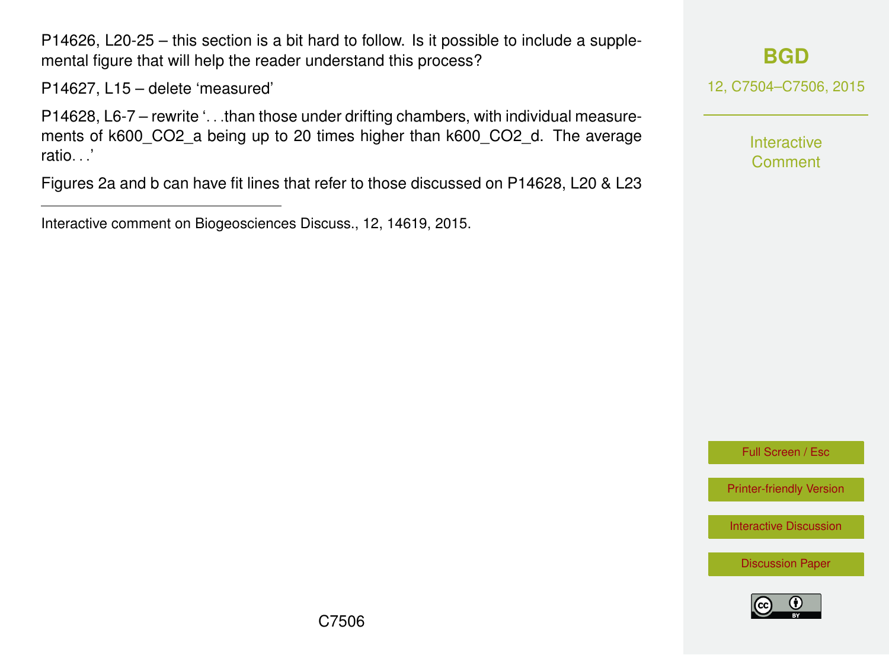P14626, L20-25 – this section is a bit hard to follow. Is it possible to include a supplemental figure that will help the reader understand this process?

P14627, L15 – delete 'measured'

P14628, L6-7 – rewrite '. . .than those under drifting chambers, with individual measurements of $k600\_CO2\_a$ being up to 20 times higher than $k600\_CO2\_d$. The average ratio. . .'

Figures 2a and b can have fit lines that refer to those discussed on P14628, L20 & L23

---

Interactive comment on Biogeosciences Discuss., 12, 14619, 2015.